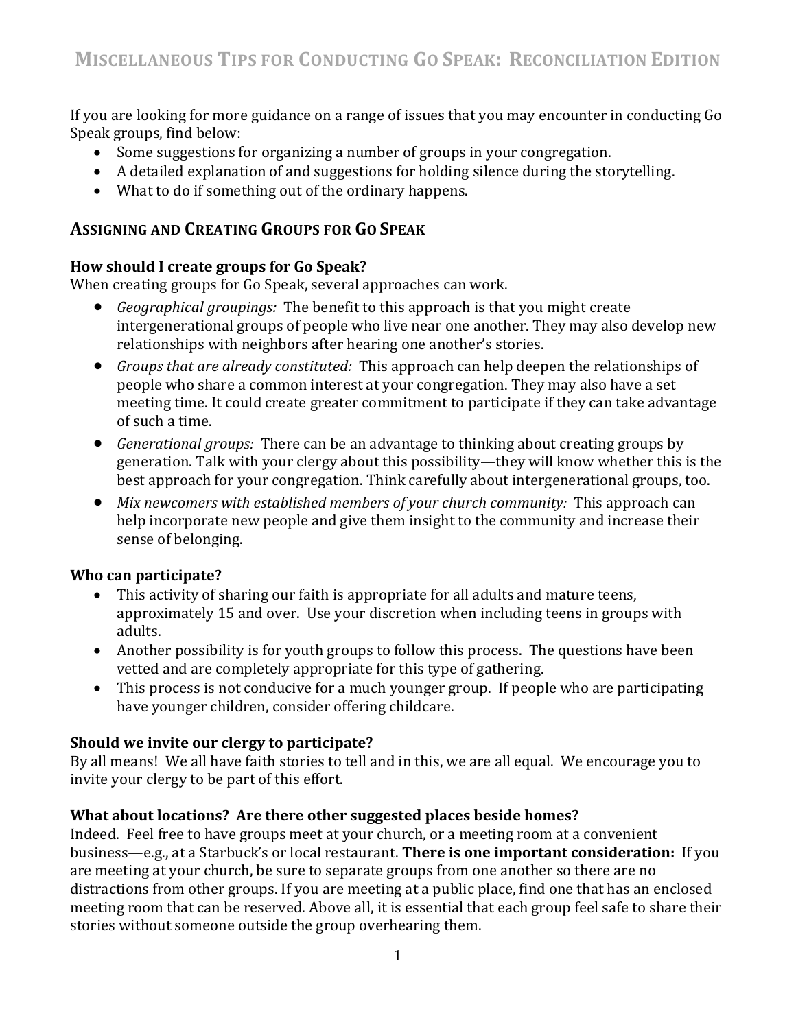# Miscellaneous Tips for Conducting Go Speak: Reconciliation Edition

If you are looking for more guidance on a range of issues that you may encounter in conducting Go Speak groups, find below:

- Some suggestions for organizing a number of groups in your congregation.
- A detailed explanation of and suggestions for holding silence during the storytelling.
- What to do if something out of the ordinary happens.

## Assigning and Creating Groups for Go Speak

### How should I create groups for Go Speak?

When creating groups for Go Speak, several approaches can work.

- *Geographical groupings:* The benefit to this approach is that you might create intergenerational groups of people who live near one another. They may also develop new relationships with neighbors after hearing one another's stories.
- *Groups that are already constituted:* This approach can help deepen the relationships of people who share a common interest at your congregation. They may also have a set meeting time. It could create greater commitment to participate if they can take advantage of such a time.
- *Generational groups:* There can be an advantage to thinking about creating groups by generation. Talk with your clergy about this possibility—they will know whether this is the best approach for your congregation. Think carefully about intergenerational groups, too.
- *Mix newcomers with established members of your church community:* This approach can help incorporate new people and give them insight to the community and increase their sense of belonging.

### Who can participate?

- This activity of sharing our faith is appropriate for all adults and mature teens, approximately 15 and over. Use your discretion when including teens in groups with adults.
- Another possibility is for youth groups to follow this process. The questions have been vetted and are completely appropriate for this type of gathering.
- This process is not conducive for a much younger group. If people who are participating have younger children, consider offering childcare.

### Should we invite our clergy to participate?

By all means! We all have faith stories to tell and in this, we are all equal. We encourage you to invite your clergy to be part of this effort.

### What about locations? Are there other suggested places beside homes?

Indeed. Feel free to have groups meet at your church, or a meeting room at a convenient business—e.g., at a Starbuck's or local restaurant. **There is one important consideration:** If you are meeting at your church, be sure to separate groups from one another so there are no distractions from other groups. If you are meeting at a public place, find one that has an enclosed meeting room that can be reserved. Above all, it is essential that each group feel safe to share their stories without someone outside the group overhearing them.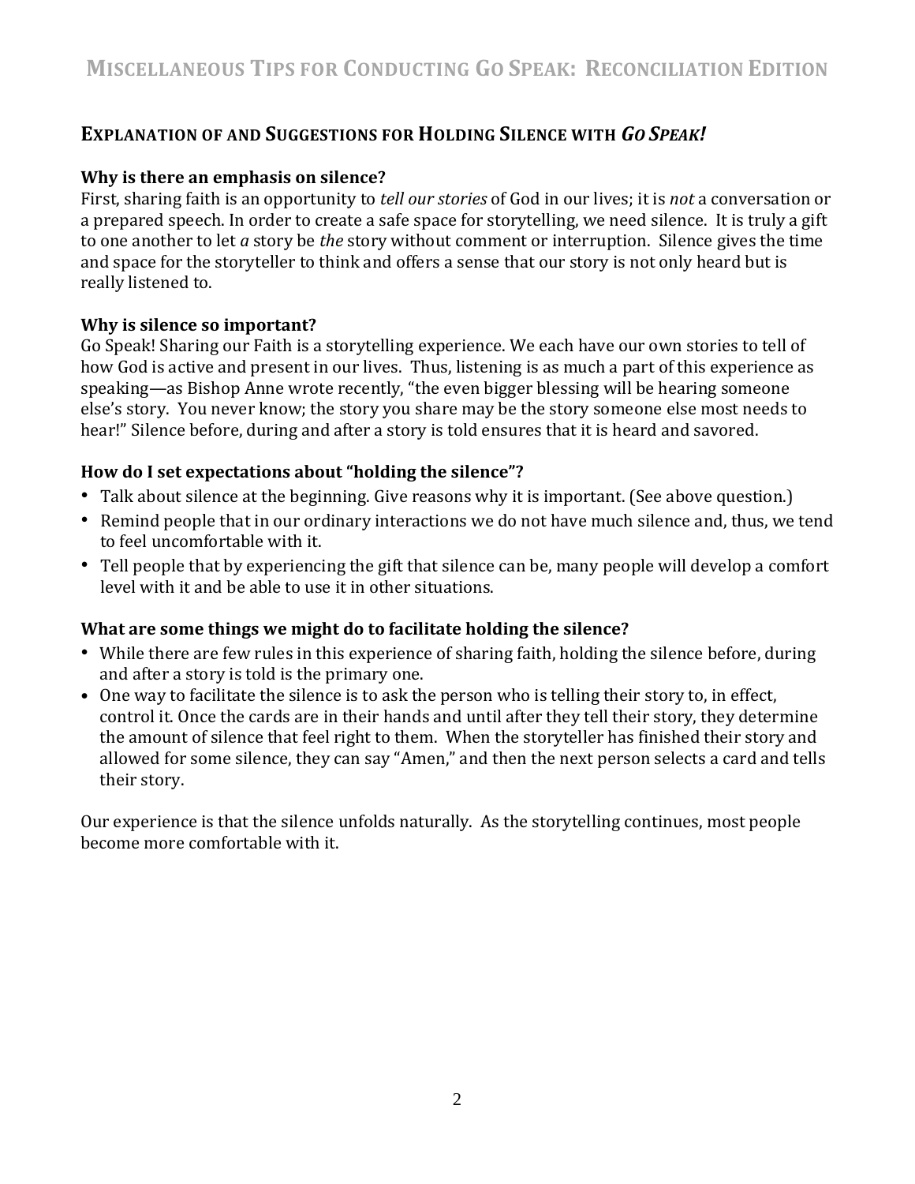## Explanation of and Suggestions for Holding Silence with *Go Speak!*

### Why is there an emphasis on silence?

First, sharing faith is an opportunity to *tell our stories* of God in our lives; it is *not* a conversation or a prepared speech. In order to create a safe space for storytelling, we need silence. It is truly a gift to one another to let *a* story be *the* story without comment or interruption. Silence gives the time and space for the storyteller to think and offers a sense that our story is not only heard but is really listened to.

### Why is silence so important?

Go Speak! Sharing our Faith is a storytelling experience. We each have our own stories to tell of how God is active and present in our lives. Thus, listening is as much a part of this experience as speaking—as Bishop Anne wrote recently, "the even bigger blessing will be hearing someone else's story. You never know; the story you share may be the story someone else most needs to hear!" Silence before, during and after a story is told ensures that it is heard and savored.

### How do I set expectations about "holding the silence"?

- Talk about silence at the beginning. Give reasons why it is important. (See above question.)
- Remind people that in our ordinary interactions we do not have much silence and, thus, we tend to feel uncomfortable with it.
- Tell people that by experiencing the gift that silence can be, many people will develop a comfort level with it and be able to use it in other situations.

### What are some things we might do to facilitate holding the silence?

- While there are few rules in this experience of sharing faith, holding the silence before, during and after a story is told is the primary one.
- One way to facilitate the silence is to ask the person who is telling their story to, in effect, control it. Once the cards are in their hands and until after they tell their story, they determine the amount of silence that feel right to them. When the storyteller has finished their story and allowed for some silence, they can say "Amen," and then the next person selects a card and tells their story.

Our experience is that the silence unfolds naturally. As the storytelling continues, most people become more comfortable with it.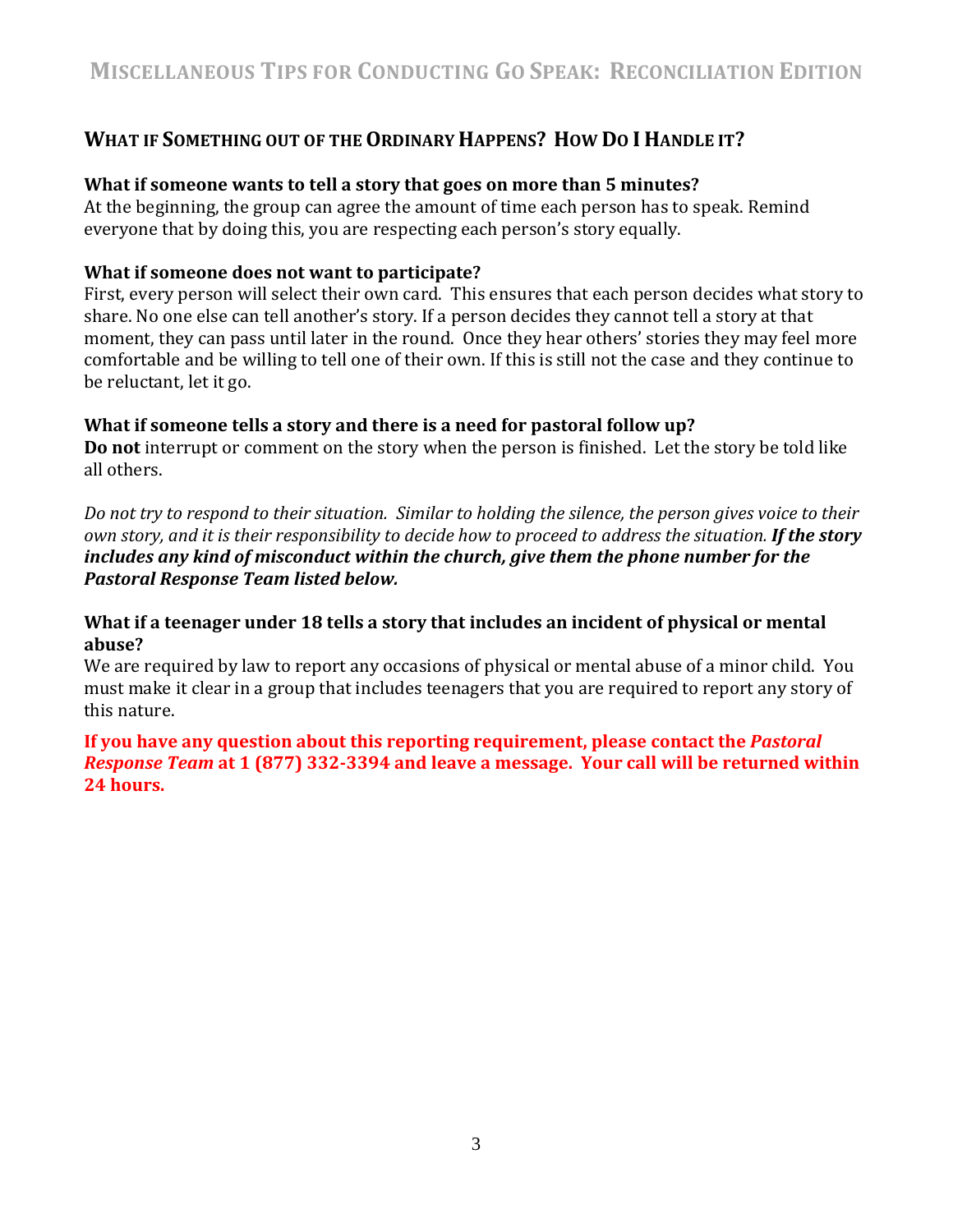# Miscellaneous Tips for Conducting Go Speak: Reconciliation Edition

## What if Something out of the Ordinary Happens? How Do I Handle it?

**What if someone wants to tell a story that goes on more than 5 minutes?**
At the beginning, the group can agree the amount of time each person has to speak. Remind everyone that by doing this, you are respecting each person's story equally.

**What if someone does not want to participate?**
First, every person will select their own card. This ensures that each person decides what story to share. No one else can tell another's story. If a person decides they cannot tell a story at that moment, they can pass until later in the round. Once they hear others' stories they may feel more comfortable and be willing to tell one of their own. If this is still not the case and they continue to be reluctant, let it go.

**What if someone tells a story and there is a need for pastoral follow up?**
**Do not** interrupt or comment on the story when the person is finished. Let the story be told like all others.

*Do not try to respond to their situation. Similar to holding the silence, the person gives voice to their own story, and it is their responsibility to decide how to proceed to address the situation.* ***If the story includes any kind of misconduct within the church, give them the phone number for the Pastoral Response Team listed below.***

**What if a teenager under 18 tells a story that includes an incident of physical or mental abuse?**
We are required by law to report any occasions of physical or mental abuse of a minor child. You must make it clear in a group that includes teenagers that you are required to report any story of this nature.

**If you have any question about this reporting requirement, please contact the *Pastoral Response Team* at 1 (877) 332-3394 and leave a message. Your call will be returned within 24 hours.**